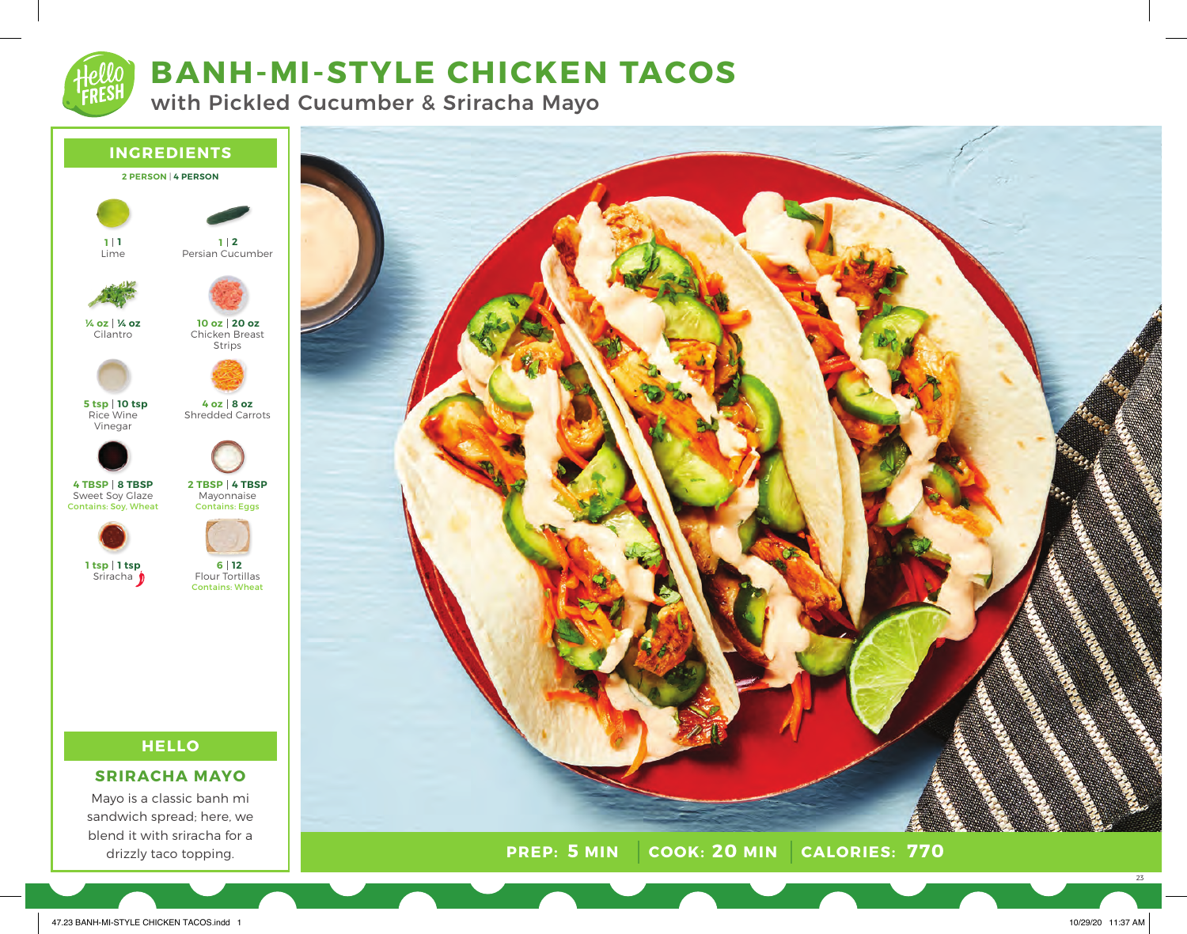# BANH-MI-STYLE CHICKEN TACOS

## with Pickled Cucumber & Sriracha Mayo

## INGREDIENTS

**2 PERSON | 4 PERSON**

| 2 Person | 4 Person | Ingredient | Allergens |
|---|---|---|---|
| 1 | 1 | Lime | |
| 1 | 2 | Persian Cucumber | |
| ¼ oz | ¼ oz | Cilantro | |
| 10 oz | 20 oz | Chicken Breast Strips | |
| 5 tsp | 10 tsp | Rice Wine Vinegar | |
| 4 oz | 8 oz | Shredded Carrots | |
| 4 TBSP | 8 TBSP | Sweet Soy Glaze | Contains: Soy, Wheat |
| 2 TBSP | 4 TBSP | Mayonnaise | Contains: Eggs |
| 1 tsp | 1 tsp | Sriracha | |
| 6 | 12 | Flour Tortillas | Contains: Wheat |

## HELLO

### SRIRACHA MAYO

Mayo is a classic banh mi sandwich spread; here, we blend it with sriracha for a drizzly taco topping.

**PREP: 5 MIN** | **COOK: 20 MIN** | **CALORIES: 770**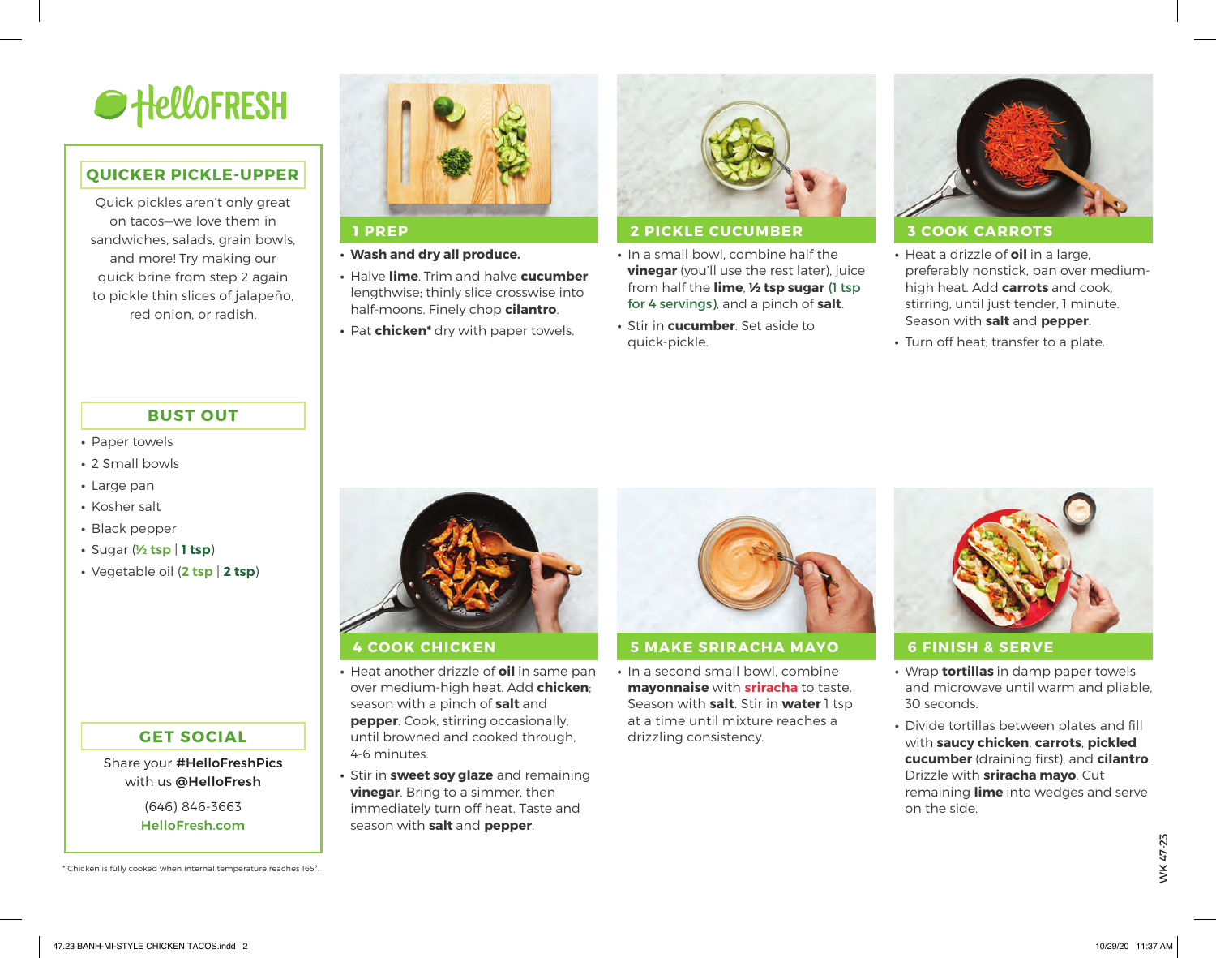# HelloFRESH

## QUICKER PICKLE-UPPER

Quick pickles aren't only great on tacos—we love them in sandwiches, salads, grain bowls, and more! Try making our quick brine from step 2 again to pickle thin slices of jalapeño, red onion, or radish.

## BUST OUT

- Paper towels
- 2 Small bowls
- Large pan
- Kosher salt
- Black pepper
- Sugar (½ tsp | 1 tsp)
- Vegetable oil (2 tsp | 2 tsp)

## GET SOCIAL

Share your **#HelloFreshPics** with us **@HelloFresh**

(646) 846-3663

HelloFresh.com

## 1 PREP

- **Wash and dry all produce.**
- Halve **lime**. Trim and halve **cucumber** lengthwise; thinly slice crosswise into half-moons. Finely chop **cilantro**.
- Pat **chicken*** dry with paper towels.

## 2 PICKLE CUCUMBER

- In a small bowl, combine half the **vinegar** (you'll use the rest later), juice from half the **lime**, **½ tsp sugar** (1 tsp for 4 servings), and a pinch of **salt**.
- Stir in **cucumber**. Set aside to quick-pickle.

## 3 COOK CARROTS

- Heat a drizzle of **oil** in a large, preferably nonstick, pan over medium-high heat. Add **carrots** and cook, stirring, until just tender, 1 minute. Season with **salt** and **pepper**.
- Turn off heat; transfer to a plate.

## 4 COOK CHICKEN

- Heat another drizzle of **oil** in same pan over medium-high heat. Add **chicken**; season with a pinch of **salt** and **pepper**. Cook, stirring occasionally, until browned and cooked through, 4-6 minutes.
- Stir in **sweet soy glaze** and remaining **vinegar**. Bring to a simmer, then immediately turn off heat. Taste and season with **salt** and **pepper**.

## 5 MAKE SRIRACHA MAYO

- In a second small bowl, combine **mayonnaise** with **sriracha** to taste. Season with **salt**. Stir in **water** 1 tsp at a time until mixture reaches a drizzling consistency.

## 6 FINISH & SERVE

- Wrap **tortillas** in damp paper towels and microwave until warm and pliable, 30 seconds.
- Divide tortillas between plates and fill with **saucy chicken**, **carrots**, **pickled cucumber** (draining first), and **cilantro**. Drizzle with **sriracha mayo**. Cut remaining **lime** into wedges and serve on the side.

\* Chicken is fully cooked when internal temperature reaches 165°.

WK 47-23